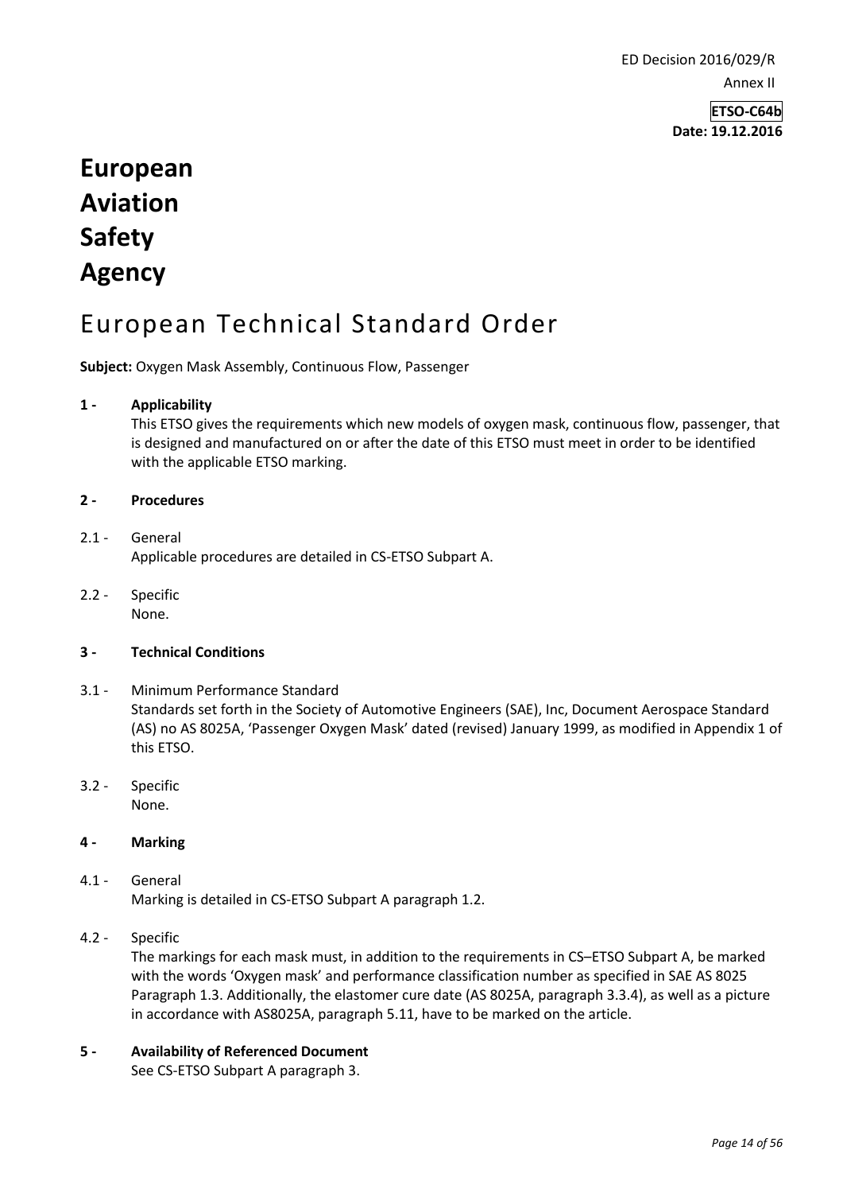ED Decision 2016/029/R

Annex II

**ETSO-C64b**
**Date: 19.12.2016**

# European Aviation Safety Agency

# European Technical Standard Order

**Subject:** Oxygen Mask Assembly, Continuous Flow, Passenger

## 1 - Applicability

This ETSO gives the requirements which new models of oxygen mask, continuous flow, passenger, that is designed and manufactured on or after the date of this ETSO must meet in order to be identified with the applicable ETSO marking.

## 2 - Procedures

2.1 - General

Applicable procedures are detailed in CS-ETSO Subpart A.

2.2 - Specific

None.

## 3 - Technical Conditions

3.1 - Minimum Performance Standard

Standards set forth in the Society of Automotive Engineers (SAE), Inc, Document Aerospace Standard (AS) no AS 8025A, 'Passenger Oxygen Mask' dated (revised) January 1999, as modified in Appendix 1 of this ETSO.

3.2 - Specific

None.

## 4 - Marking

4.1 - General

Marking is detailed in CS-ETSO Subpart A paragraph 1.2.

4.2 - Specific

The markings for each mask must, in addition to the requirements in CS–ETSO Subpart A, be marked with the words 'Oxygen mask' and performance classification number as specified in SAE AS 8025 Paragraph 1.3. Additionally, the elastomer cure date (AS 8025A, paragraph 3.3.4), as well as a picture in accordance with AS8025A, paragraph 5.11, have to be marked on the article.

## 5 - Availability of Referenced Document

See CS-ETSO Subpart A paragraph 3.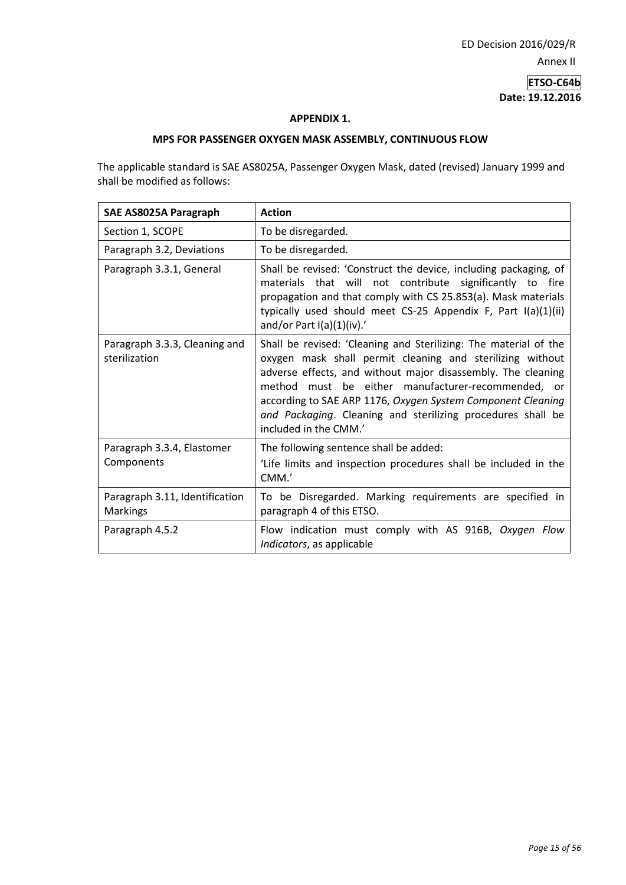**APPENDIX 1.**

**MPS FOR PASSENGER OXYGEN MASK ASSEMBLY, CONTINUOUS FLOW**

The applicable standard is SAE AS8025A, Passenger Oxygen Mask, dated (revised) January 1999 and shall be modified as follows:

| SAE AS8025A Paragraph | Action |
|---|---|
| Section 1, SCOPE | To be disregarded. |
| Paragraph 3.2, Deviations | To be disregarded. |
| Paragraph 3.3.1, General | Shall be revised: 'Construct the device, including packaging, of materials that will not contribute significantly to fire propagation and that comply with CS 25.853(a). Mask materials typically used should meet CS-25 Appendix F, Part I(a)(1)(ii) and/or Part I(a)(1)(iv).' |
| Paragraph 3.3.3, Cleaning and sterilization | Shall be revised: 'Cleaning and Sterilizing: The material of the oxygen mask shall permit cleaning and sterilizing without adverse effects, and without major disassembly. The cleaning method must be either manufacturer-recommended, or according to SAE ARP 1176, *Oxygen System Component Cleaning and Packaging*. Cleaning and sterilizing procedures shall be included in the CMM.' |
| Paragraph 3.3.4, Elastomer Components | The following sentence shall be added:<br>'Life limits and inspection procedures shall be included in the CMM.' |
| Paragraph 3.11, Identification Markings | To be Disregarded. Marking requirements are specified in paragraph 4 of this ETSO. |
| Paragraph 4.5.2 | Flow indication must comply with AS 916B, *Oxygen Flow Indicators*, as applicable |